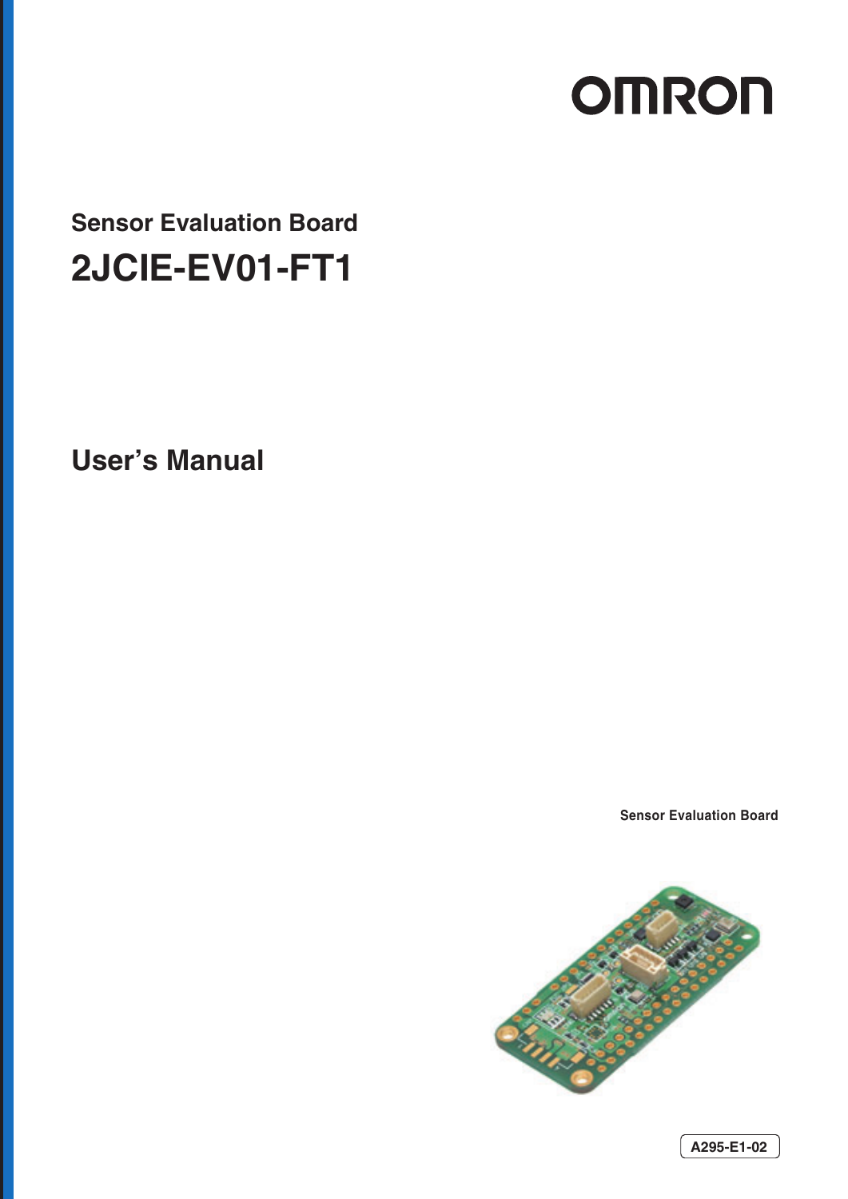OMRON

## Sensor Evaluation Board

# 2JCIE-EV01-FT1

## User's Manual

Sensor Evaluation Board

A295-E1-02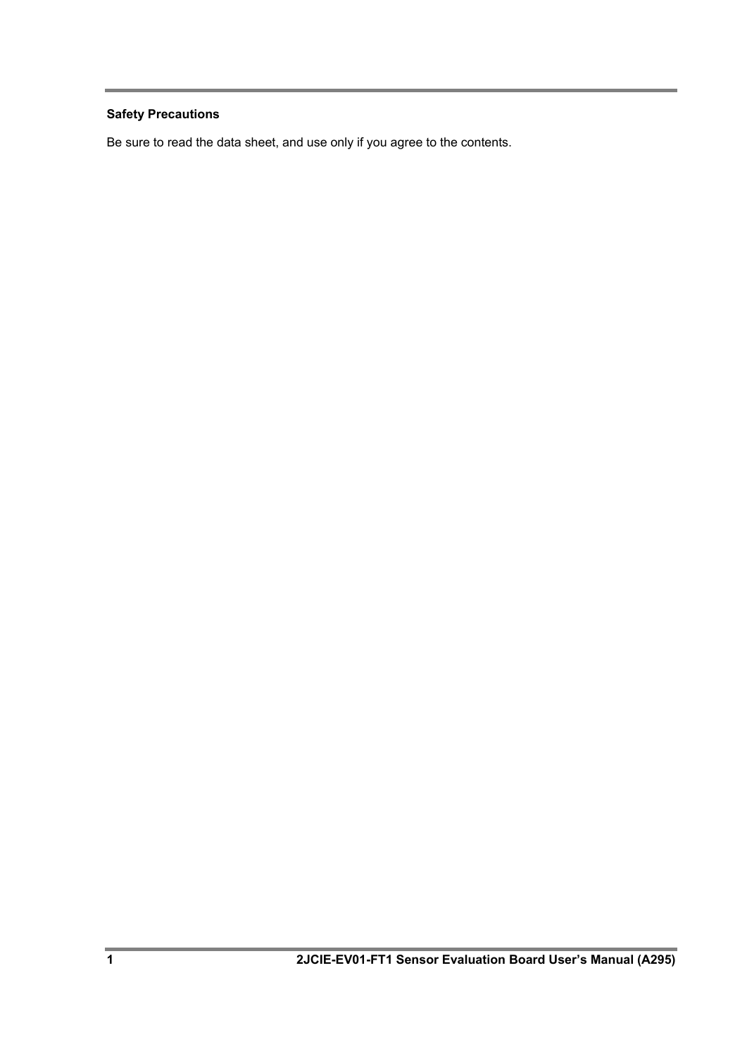**Safety Precautions**

Be sure to read the data sheet, and use only if you agree to the contents.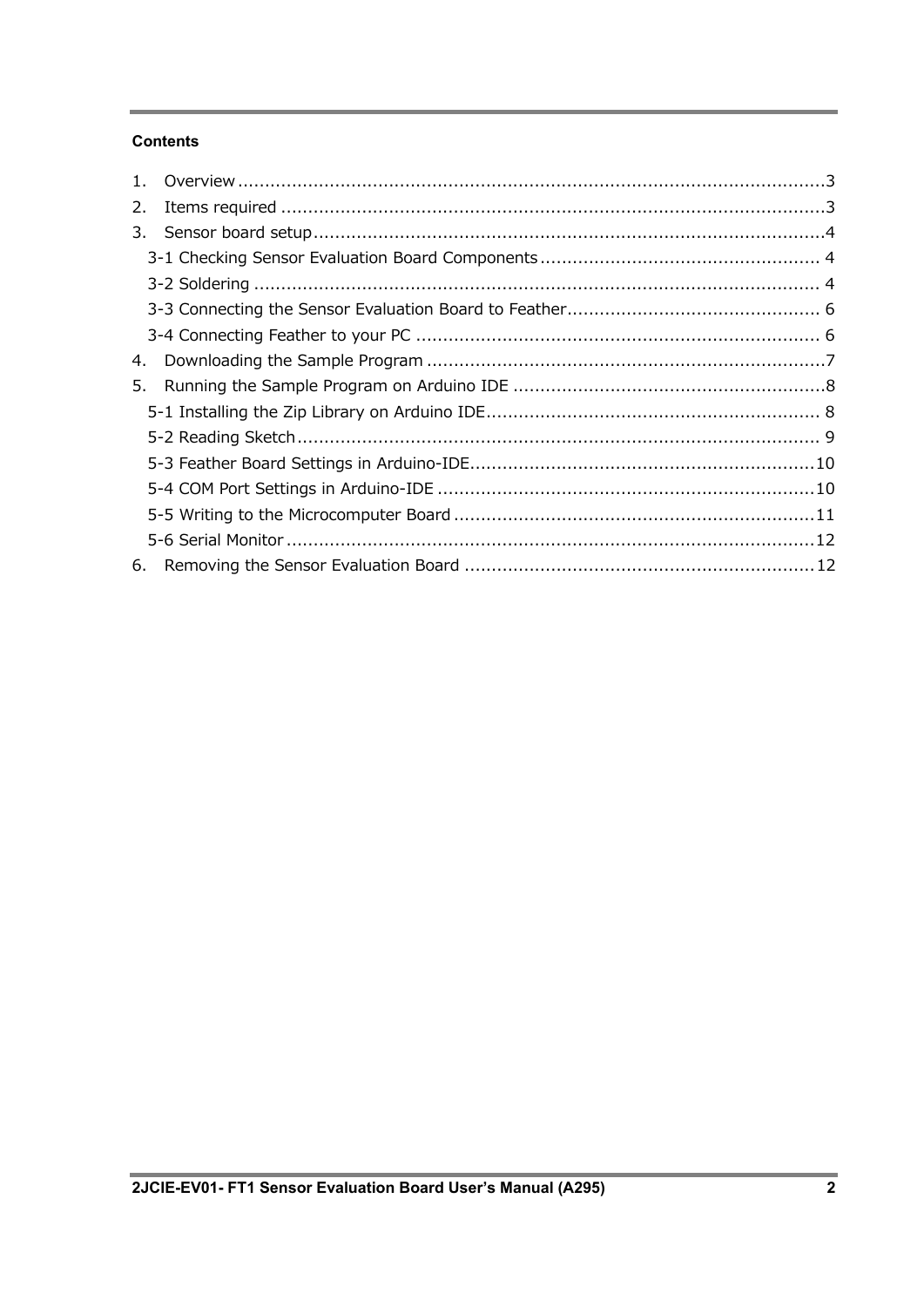**Contents**

1. Overview .....................................................................................................3
2. Items required ..............................................................................................3
3. Sensor board setup........................................................................................4
   - 3-1 Checking Sensor Evaluation Board Components ..................................... 4
   - 3-2 Soldering ............................................................................................. 4
   - 3-3 Connecting the Sensor Evaluation Board to Feather................................. 6
   - 3-4 Connecting Feather to your PC ............................................................. 6
4. Downloading the Sample Program ...................................................................7
5. Running the Sample Program on Arduino IDE ...................................................8
   - 5-1 Installing the Zip Library on Arduino IDE................................................ 8
   - 5-2 Reading Sketch..................................................................................... 9
   - 5-3 Feather Board Settings in Arduino-IDE..................................................10
   - 5-4 COM Port Settings in Arduino-IDE ........................................................10
   - 5-5 Writing to the Microcomputer Board .....................................................11
   - 5-6 Serial Monitor .....................................................................................12
6. Removing the Sensor Evaluation Board ...........................................................12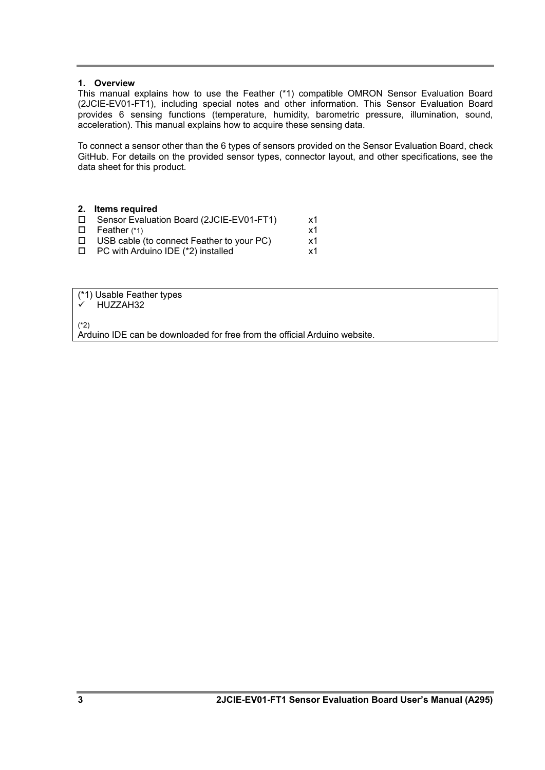## 1. Overview

This manual explains how to use the Feather (*1) compatible OMRON Sensor Evaluation Board (2JCIE-EV01-FT1), including special notes and other information. This Sensor Evaluation Board provides 6 sensing functions (temperature, humidity, barometric pressure, illumination, sound, acceleration). This manual explains how to acquire these sensing data.

To connect a sensor other than the 6 types of sensors provided on the Sensor Evaluation Board, check GitHub. For details on the provided sensor types, connector layout, and other specifications, see the data sheet for this product.

## 2. Items required

| | Item | Qty |
|---|---|---|
| ☐ | Sensor Evaluation Board (2JCIE-EV01-FT1) | x1 |
| ☐ | Feather (*1) | x1 |
| ☐ | USB cable (to connect Feather to your PC) | x1 |
| ☐ | PC with Arduino IDE (*2) installed | x1 |

(*1) Usable Feather types
- ✓ HUZZAH32

(*2)
Arduino IDE can be downloaded for free from the official Arduino website.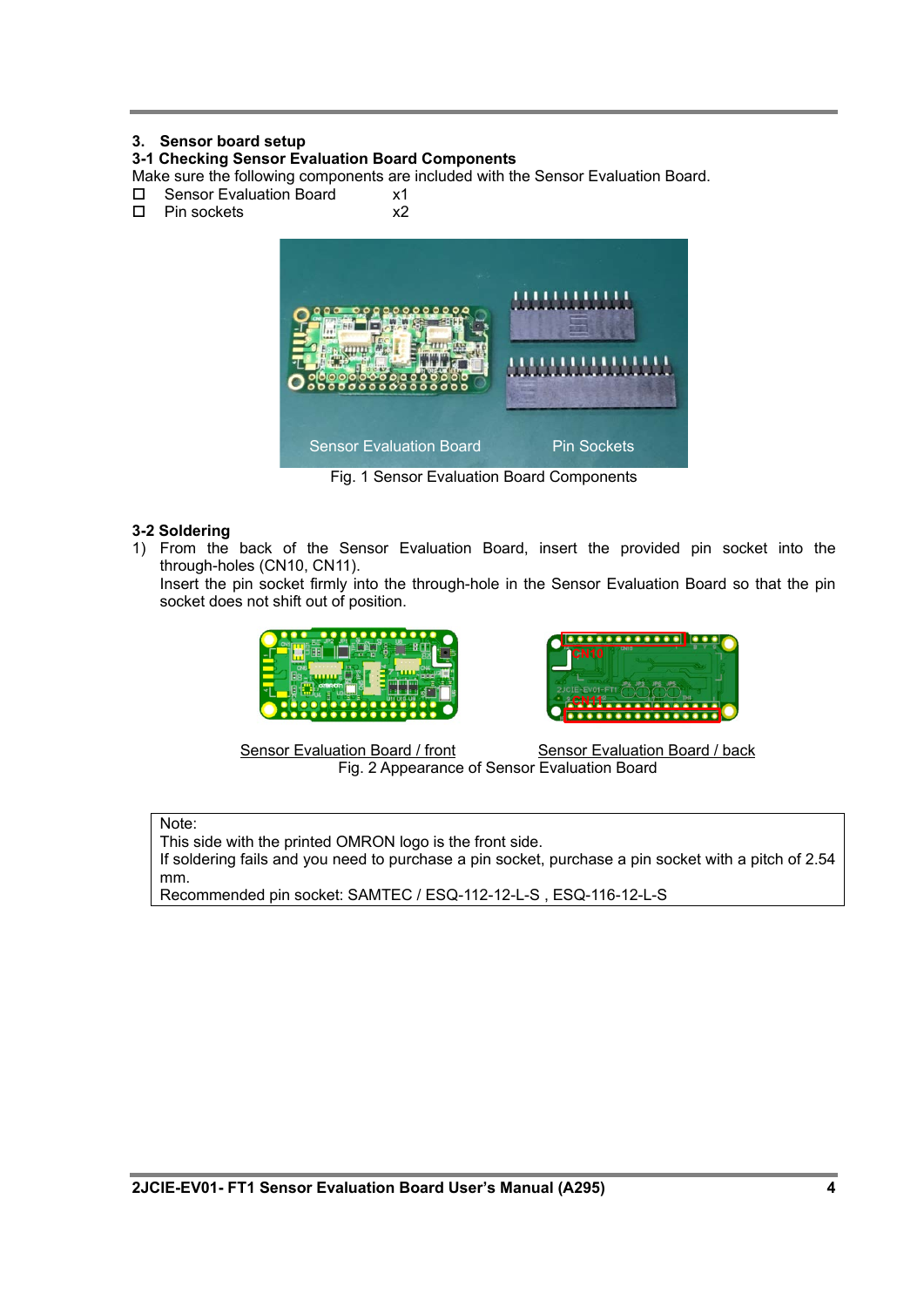## 3. Sensor board setup

### 3-1 Checking Sensor Evaluation Board Components

Make sure the following components are included with the Sensor Evaluation Board.

- ☐ Sensor Evaluation Board x1
- ☐ Pin sockets x2

Fig. 1 Sensor Evaluation Board Components

### 3-2 Soldering

1) From the back of the Sensor Evaluation Board, insert the provided pin socket into the through-holes (CN10, CN11).
   Insert the pin socket firmly into the through-hole in the Sensor Evaluation Board so that the pin socket does not shift out of position.

Sensor Evaluation Board / front    Sensor Evaluation Board / back

Fig. 2 Appearance of Sensor Evaluation Board

> Note:
> This side with the printed OMRON logo is the front side.
> If soldering fails and you need to purchase a pin socket, purchase a pin socket with a pitch of 2.54 mm.
> Recommended pin socket: SAMTEC / ESQ-112-12-L-S , ESQ-116-12-L-S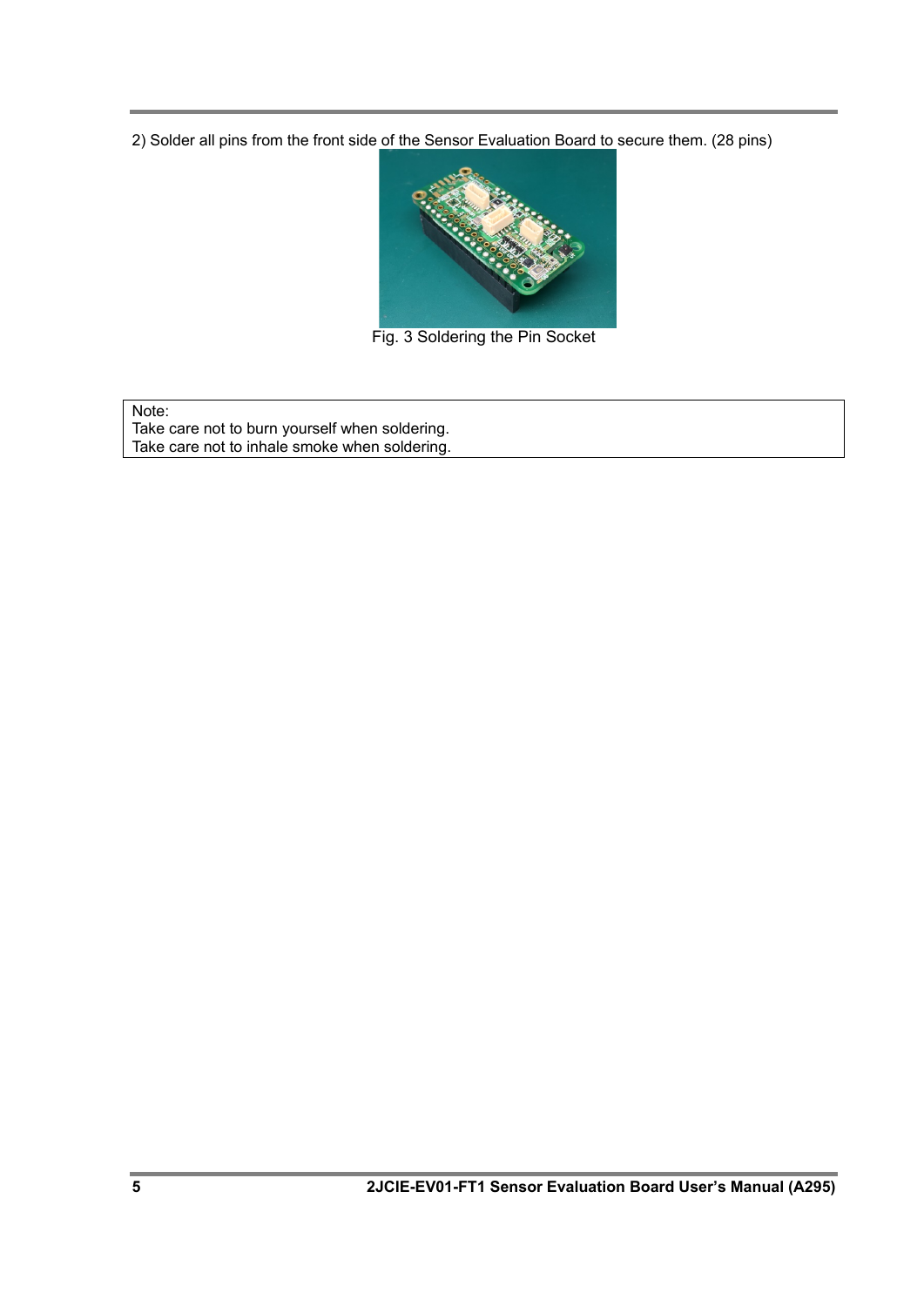2) Solder all pins from the front side of the Sensor Evaluation Board to secure them. (28 pins)

Fig. 3 Soldering the Pin Socket

| Note: |
| --- |
| Take care not to burn yourself when soldering. |
| Take care not to inhale smoke when soldering. |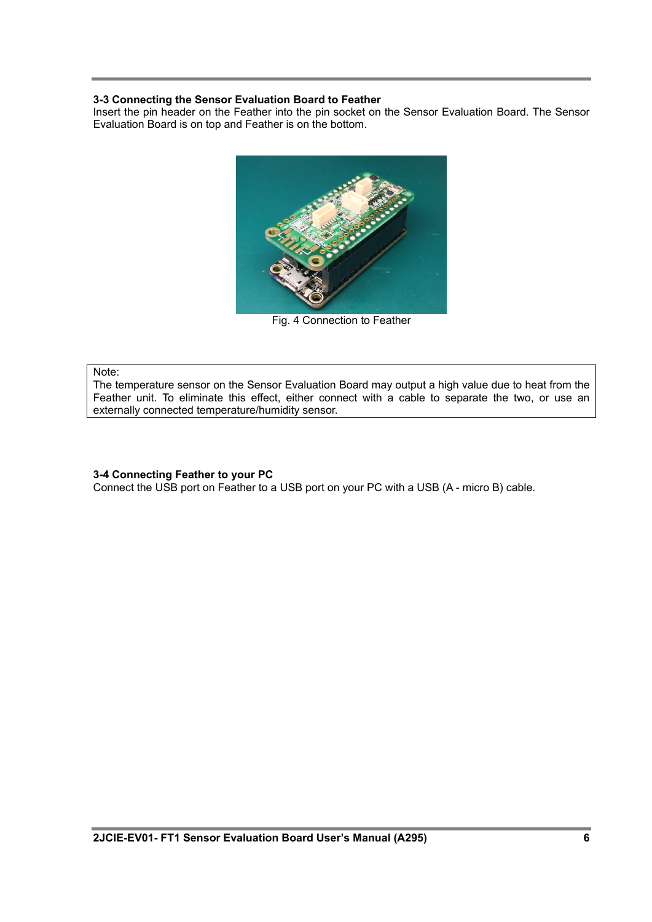### 3-3 Connecting the Sensor Evaluation Board to Feather

Insert the pin header on the Feather into the pin socket on the Sensor Evaluation Board. The Sensor Evaluation Board is on top and Feather is on the bottom.

Fig. 4 Connection to Feather

> Note:
> The temperature sensor on the Sensor Evaluation Board may output a high value due to heat from the Feather unit. To eliminate this effect, either connect with a cable to separate the two, or use an externally connected temperature/humidity sensor.

### 3-4 Connecting Feather to your PC

Connect the USB port on Feather to a USB port on your PC with a USB (A - micro B) cable.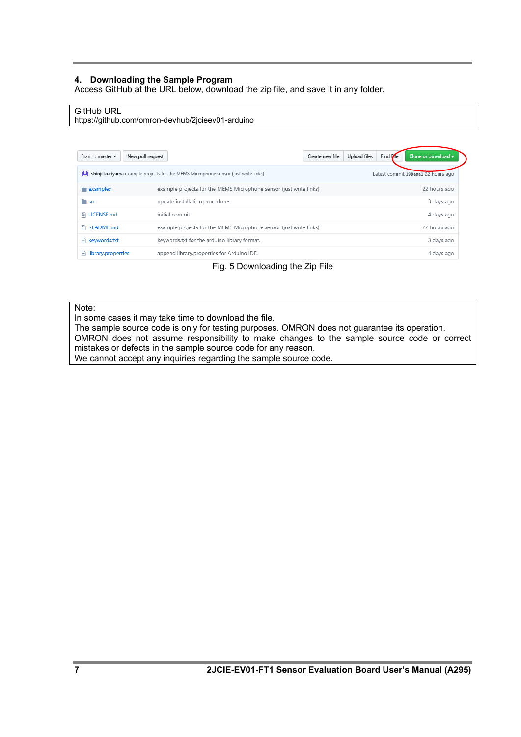## 4. Downloading the Sample Program

Access GitHub at the URL below, download the zip file, and save it in any folder.

| GitHub URL |
|---|
| https://github.com/omron-devhub/2jcieev01-arduino |

Branch: master ▾ | New pull request | Create new file | Upload files | Find file | Clone or download ▾

| shinji-kuriyama example projects for the MEMS Microphone sensor (just write links) | | Latest commit 198aaa1 22 hours ago |
|---|---|---|
| examples | example projects for the MEMS Microphone sensor (just write links) | 22 hours ago |
| src | update installation procedures. | 3 days ago |
| LICENSE.md | initial commit. | 4 days ago |
| README.md | example projects for the MEMS Microphone sensor (just write links) | 22 hours ago |
| keywords.txt | keywords.txt for the arduino library format. | 3 days ago |
| library.properties | append library.properties for Arduino IDE. | 4 days ago |

Fig. 5 Downloading the Zip File

> Note:
> In some cases it may take time to download the file.
> The sample source code is only for testing purposes. OMRON does not guarantee its operation.
> OMRON does not assume responsibility to make changes to the sample source code or correct mistakes or defects in the sample source code for any reason.
> We cannot accept any inquiries regarding the sample source code.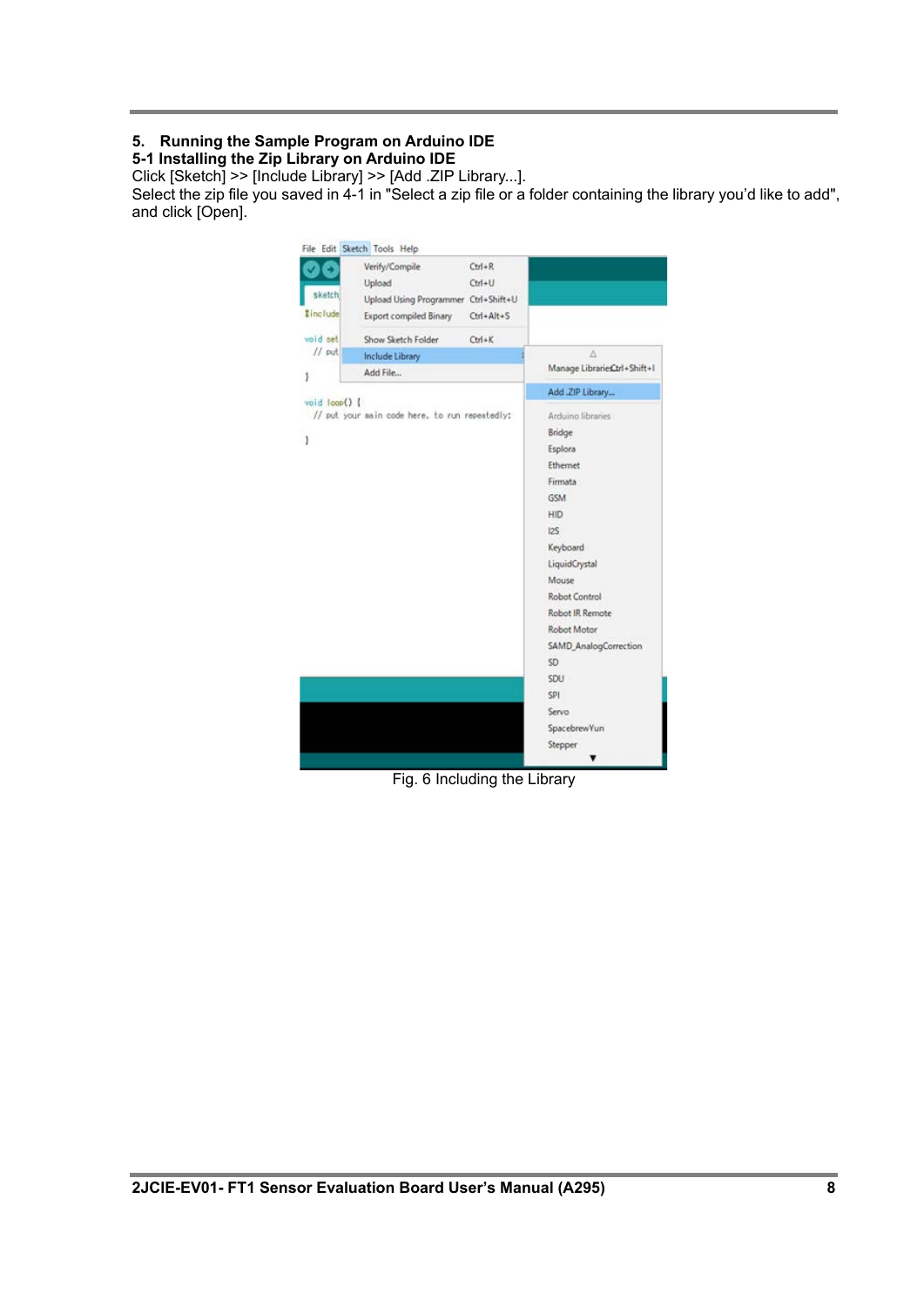## 5. Running the Sample Program on Arduino IDE

### 5-1 Installing the Zip Library on Arduino IDE

Click [Sketch] >> [Include Library] >> [Add .ZIP Library...].
Select the zip file you saved in 4-1 in "Select a zip file or a folder containing the library you'd like to add", and click [Open].

Fig. 6 Including the Library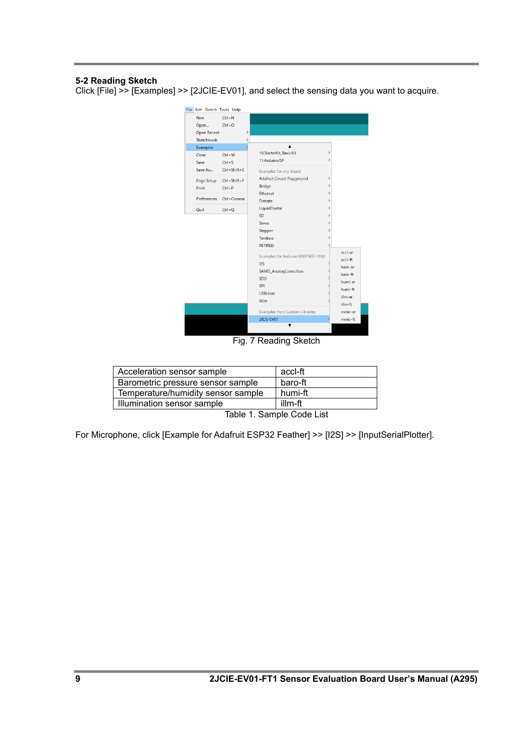### 5-2 Reading Sketch

Click [File] >> [Examples] >> [2JCIE-EV01], and select the sensing data you want to acquire.

Fig. 7 Reading Sketch

| Acceleration sensor sample | accl-ft |
|---|---|
| Barometric pressure sensor sample | baro-ft |
| Temperature/humidity sensor sample | humi-ft |
| Illumination sensor sample | illm-ft |

Table 1. Sample Code List

For Microphone, click [Example for Adafruit ESP32 Feather] >> [I2S] >> [InputSerialPlotter].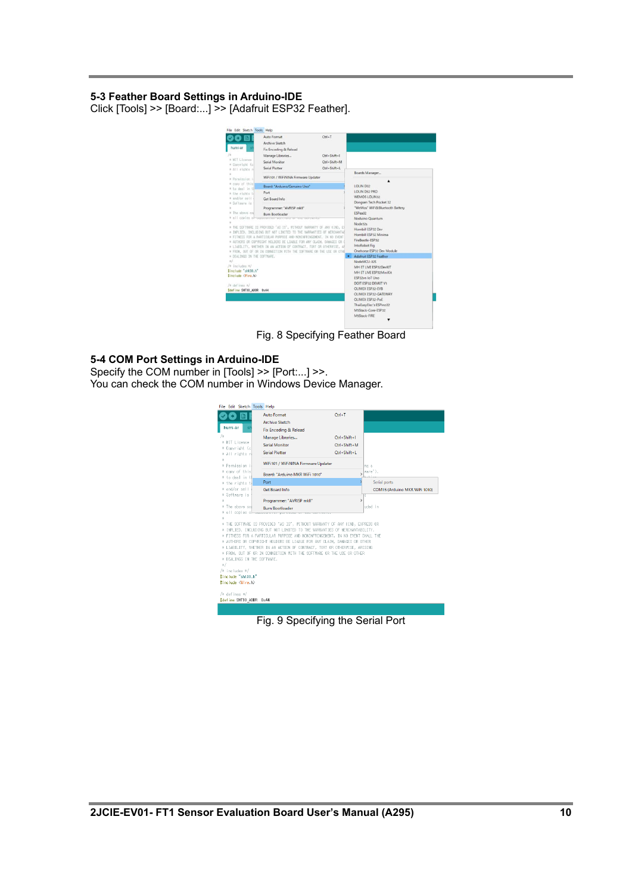### 5-3 Feather Board Settings in Arduino-IDE

Click [Tools] >> [Board:...] >> [Adafruit ESP32 Feather].

Fig. 8 Specifying Feather Board

### 5-4 COM Port Settings in Arduino-IDE

Specify the COM number in [Tools] >> [Port:...] >>.
You can check the COM number in Windows Device Manager.

Fig. 9 Specifying the Serial Port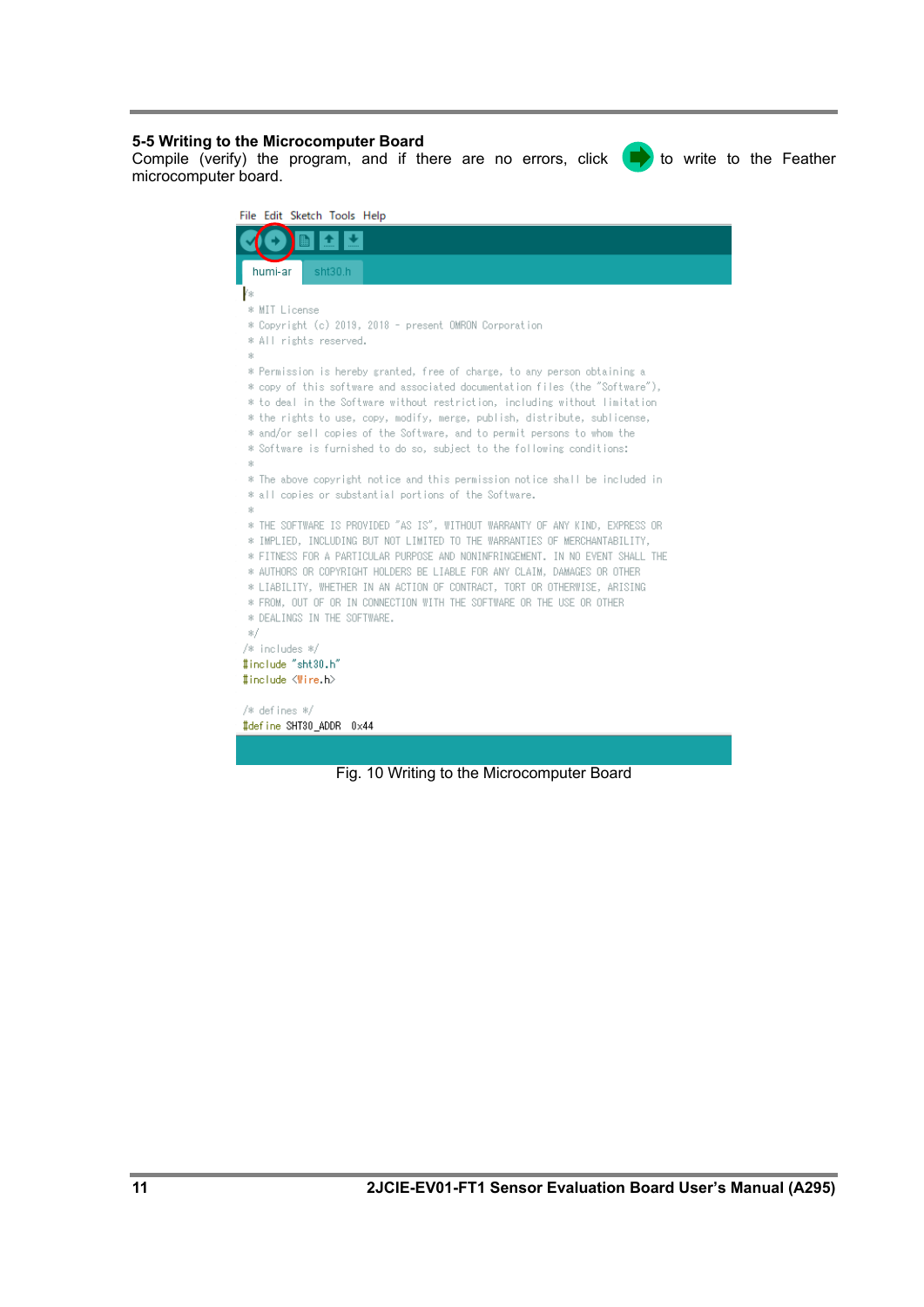### 5-5 Writing to the Microcomputer Board

Compile (verify) the program, and if there are no errors, click ➡ to write to the Feather microcomputer board.

```
File  Edit  Sketch  Tools  Help

humi-ar    sht30.h

/*
 * MIT License
 * Copyright (c) 2019, 2018 - present OMRON Corporation
 * All rights reserved.
 *
 * Permission is hereby granted, free of charge, to any person obtaining a
 * copy of this software and associated documentation files (the "Software"),
 * to deal in the Software without restriction, including without limitation
 * the rights to use, copy, modify, merge, publish, distribute, sublicense,
 * and/or sell copies of the Software, and to permit persons to whom the
 * Software is furnished to do so, subject to the following conditions:
 *
 * The above copyright notice and this permission notice shall be included in
 * all copies or substantial portions of the Software.
 *
 * THE SOFTWARE IS PROVIDED "AS IS", WITHOUT WARRANTY OF ANY KIND, EXPRESS OR
 * IMPLIED, INCLUDING BUT NOT LIMITED TO THE WARRANTIES OF MERCHANTABILITY,
 * FITNESS FOR A PARTICULAR PURPOSE AND NONINFRINGEMENT. IN NO EVENT SHALL THE
 * AUTHORS OR COPYRIGHT HOLDERS BE LIABLE FOR ANY CLAIM, DAMAGES OR OTHER
 * LIABILITY, WHETHER IN AN ACTION OF CONTRACT, TORT OR OTHERWISE, ARISING
 * FROM, OUT OF OR IN CONNECTION WITH THE SOFTWARE OR THE USE OR OTHER
 * DEALINGS IN THE SOFTWARE.
 */
/* includes */
#include "sht30.h"
#include <Wire.h>

/* defines */
#define SHT30_ADDR  0x44
```

Fig. 10 Writing to the Microcomputer Board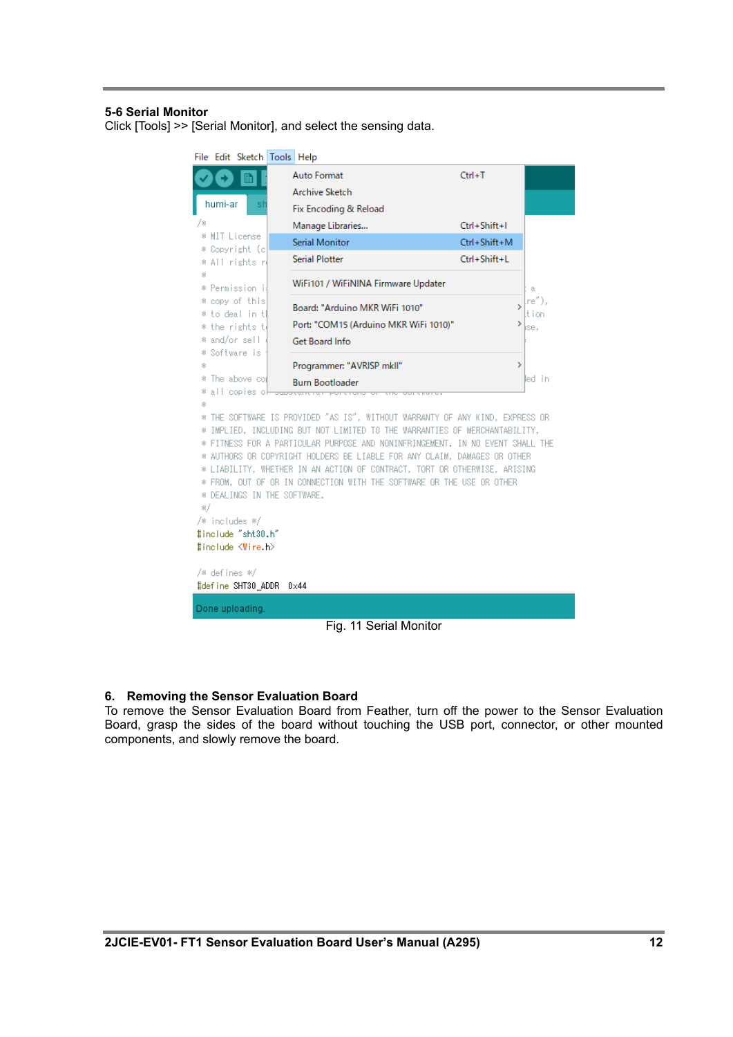### 5-6 Serial Monitor

Click [Tools] >> [Serial Monitor], and select the sensing data.

Fig. 11 Serial Monitor

## 6. Removing the Sensor Evaluation Board

To remove the Sensor Evaluation Board from Feather, turn off the power to the Sensor Evaluation Board, grasp the sides of the board without touching the USB port, connector, or other mounted components, and slowly remove the board.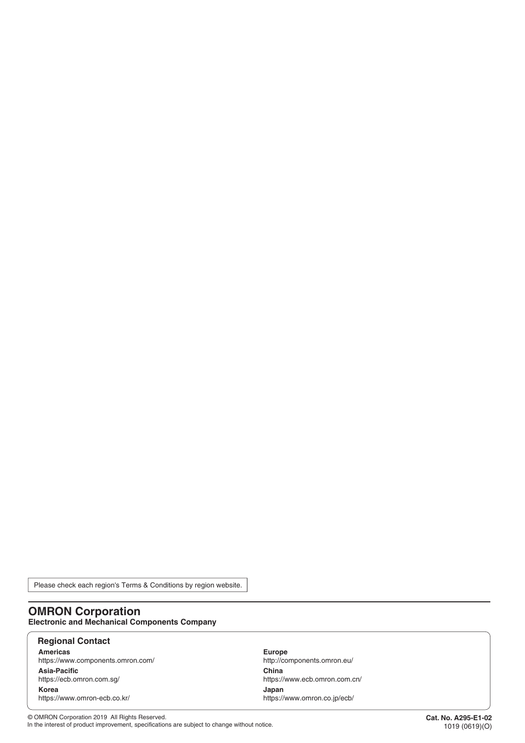Please check each region's Terms & Conditions by region website.

# OMRON Corporation

**Electronic and Mechanical Components Company**

## Regional Contact

**Americas**
https://www.components.omron.com/

**Asia-Pacific**
https://ecb.omron.com.sg/

**Korea**
https://www.omron-ecb.co.kr/

**Europe**
http://components.omron.eu/

**China**
https://www.ecb.omron.com.cn/

**Japan**
https://www.omron.co.jp/ecb/

© OMRON Corporation 2019 All Rights Reserved.
In the interest of product improvement, specifications are subject to change without notice.

**Cat. No. A295-E1-02**
1019 (0619)(O)